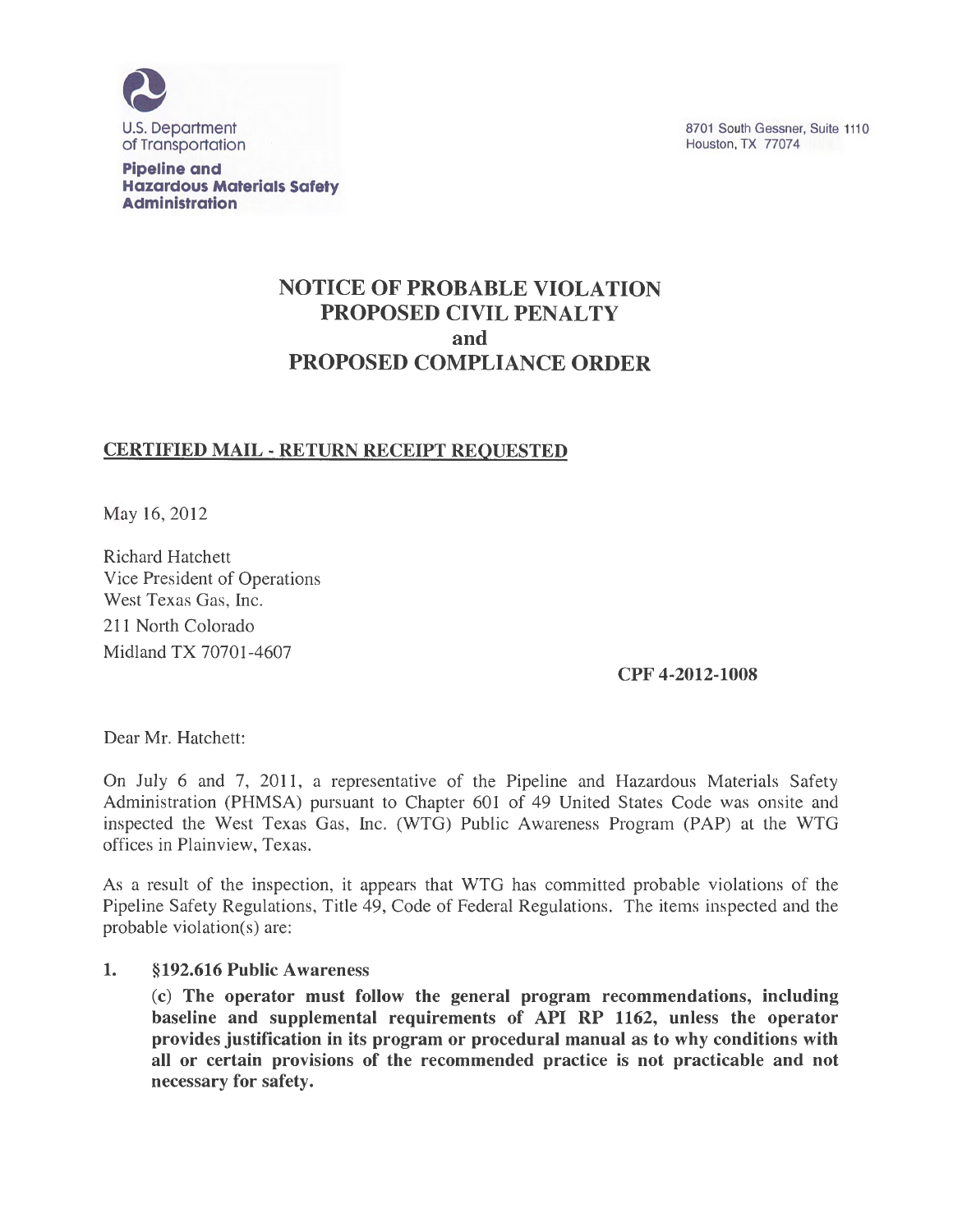U.S. Department of Transportation

**Pipeline and Hazardous Materials Safety Administration**

8701 South Gessner, Suite 1110
Houston, TX 77074

# NOTICE OF PROBABLE VIOLATION PROPOSED CIVIL PENALTY and PROPOSED COMPLIANCE ORDER

**CERTIFIED MAIL - RETURN RECEIPT REQUESTED**

May 16, 2012

Richard Hatchett
Vice President of Operations
West Texas Gas, Inc.
211 North Colorado
Midland TX 70701-4607

**CPF 4-2012-1008**

Dear Mr. Hatchett:

On July 6 and 7, 2011, a representative of the Pipeline and Hazardous Materials Safety Administration (PHMSA) pursuant to Chapter 601 of 49 United States Code was onsite and inspected the West Texas Gas, Inc. (WTG) Public Awareness Program (PAP) at the WTG offices in Plainview, Texas.

As a result of the inspection, it appears that WTG has committed probable violations of the Pipeline Safety Regulations, Title 49, Code of Federal Regulations. The items inspected and the probable violation(s) are:

1. **§192.616 Public Awareness**

   **(c) The operator must follow the general program recommendations, including baseline and supplemental requirements of API RP 1162, unless the operator provides justification in its program or procedural manual as to why conditions with all or certain provisions of the recommended practice is not practicable and not necessary for safety.**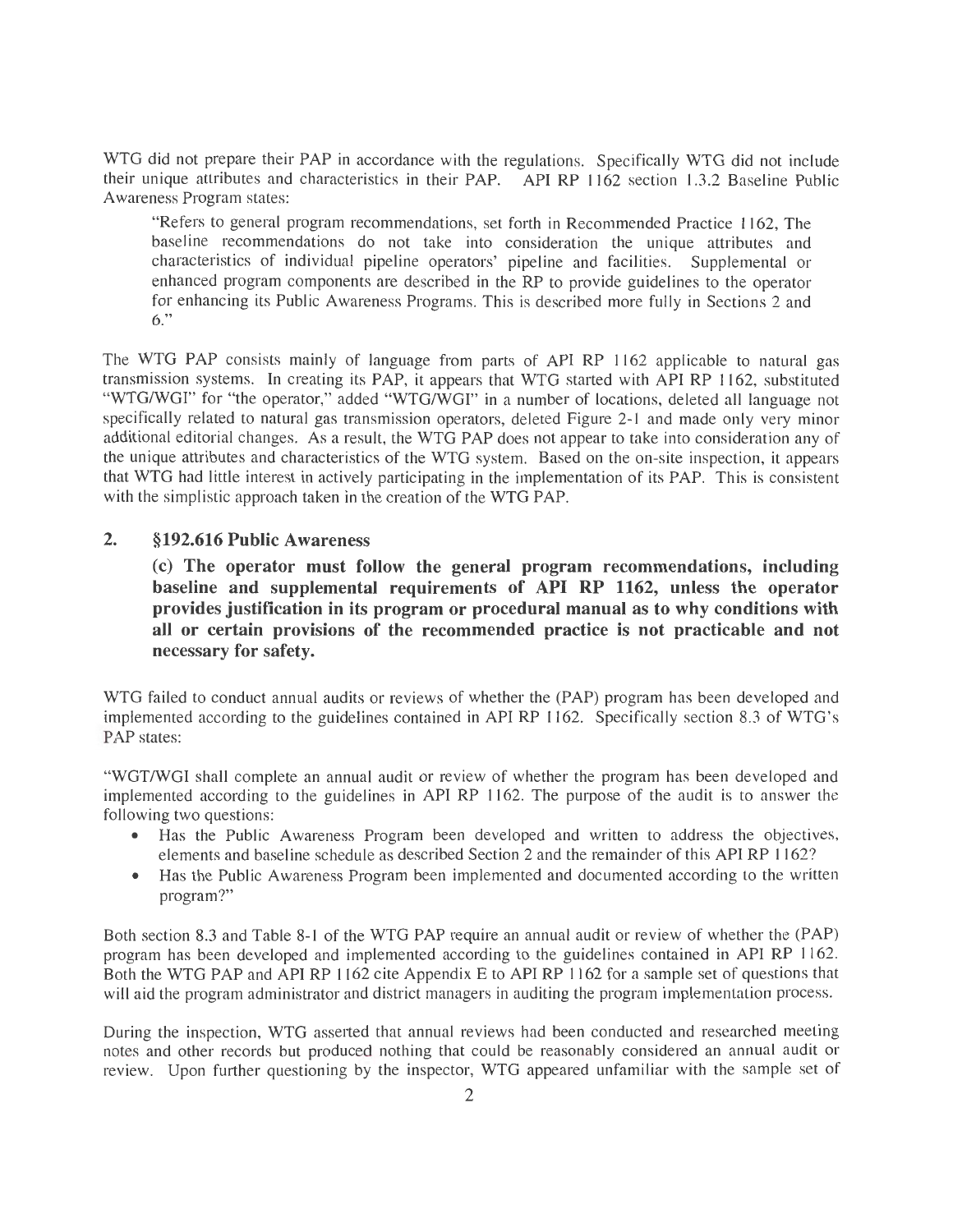WTG did not prepare their PAP in accordance with the regulations. Specifically WTG did not include their unique attributes and characteristics in their PAP. API RP 1162 section 1.3.2 Baseline Public Awareness Program states:

> "Refers to general program recommendations, set forth in Recommended Practice 1162, The baseline recommendations do not take into consideration the unique attributes and characteristics of individual pipeline operators' pipeline and facilities. Supplemental or enhanced program components are described in the RP to provide guidelines to the operator for enhancing its Public Awareness Programs. This is described more fully in Sections 2 and 6."

The WTG PAP consists mainly of language from parts of API RP 1162 applicable to natural gas transmission systems. In creating its PAP, it appears that WTG started with API RP 1162, substituted "WTG/WGI" for "the operator," added "WTG/WGI" in a number of locations, deleted all language not specifically related to natural gas transmission operators, deleted Figure 2-1 and made only very minor additional editorial changes. As a result, the WTG PAP does not appear to take into consideration any of the unique attributes and characteristics of the WTG system. Based on the on-site inspection, it appears that WTG had little interest in actively participating in the implementation of its PAP. This is consistent with the simplistic approach taken in the creation of the WTG PAP.

## 2. §192.616 Public Awareness

**(c) The operator must follow the general program recommendations, including baseline and supplemental requirements of API RP 1162, unless the operator provides justification in its program or procedural manual as to why conditions with all or certain provisions of the recommended practice is not practicable and not necessary for safety.**

WTG failed to conduct annual audits or reviews of whether the (PAP) program has been developed and implemented according to the guidelines contained in API RP 1162. Specifically section 8.3 of WTG's PAP states:

"WGT/WGI shall complete an annual audit or review of whether the program has been developed and implemented according to the guidelines in API RP 1162. The purpose of the audit is to answer the following two questions:

- Has the Public Awareness Program been developed and written to address the objectives, elements and baseline schedule as described Section 2 and the remainder of this API RP 1162?
- Has the Public Awareness Program been implemented and documented according to the written program?"

Both section 8.3 and Table 8-1 of the WTG PAP require an annual audit or review of whether the (PAP) program has been developed and implemented according to the guidelines contained in API RP 1162. Both the WTG PAP and API RP 1162 cite Appendix E to API RP 1162 for a sample set of questions that will aid the program administrator and district managers in auditing the program implementation process.

During the inspection, WTG asserted that annual reviews had been conducted and researched meeting notes and other records but produced nothing that could be reasonably considered an annual audit or review. Upon further questioning by the inspector, WTG appeared unfamiliar with the sample set of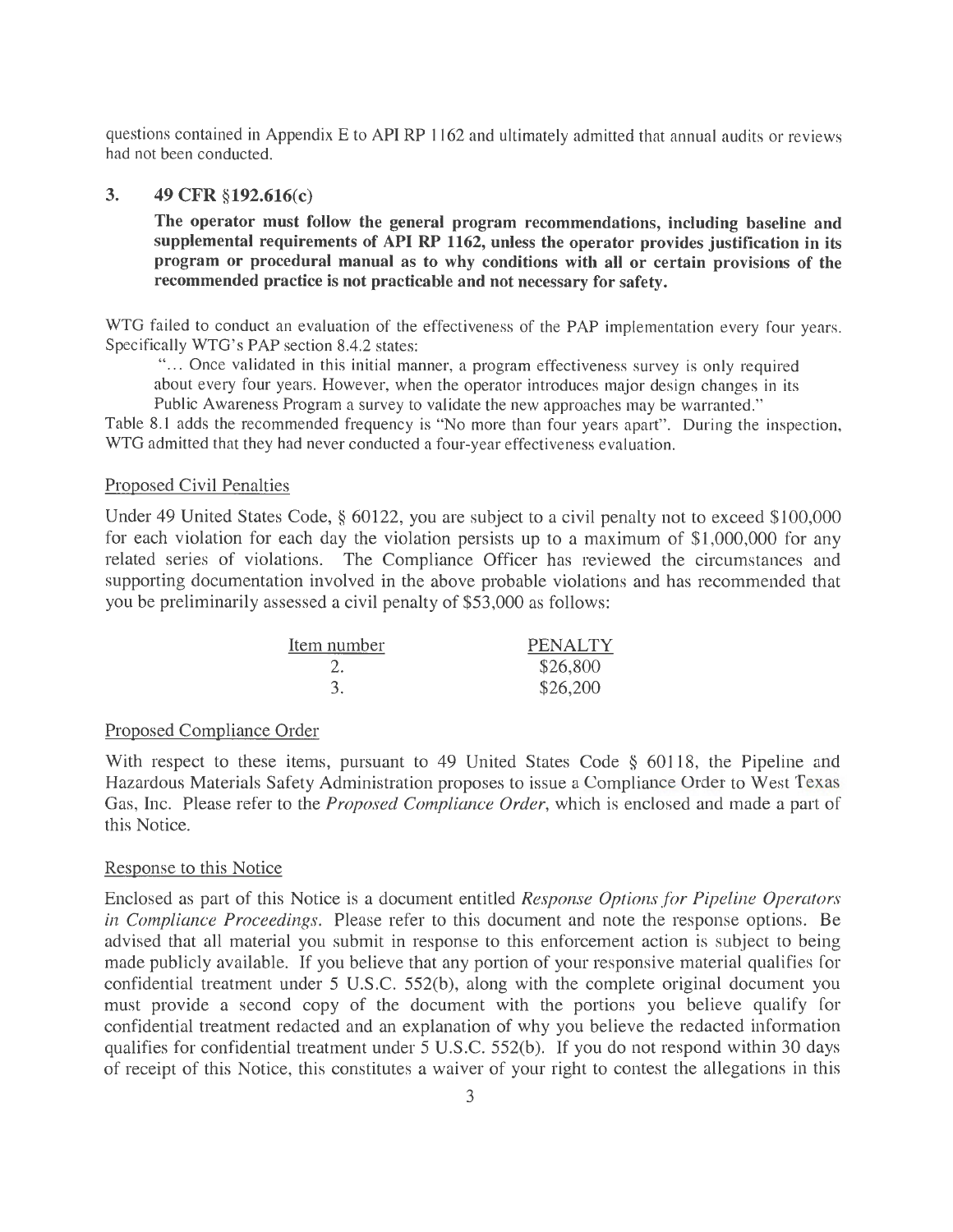questions contained in Appendix E to API RP 1162 and ultimately admitted that annual audits or reviews had not been conducted.

### 3. 49 CFR §192.616(c)

**The operator must follow the general program recommendations, including baseline and supplemental requirements of API RP 1162, unless the operator provides justification in its program or procedural manual as to why conditions with all or certain provisions of the recommended practice is not practicable and not necessary for safety.**

WTG failed to conduct an evaluation of the effectiveness of the PAP implementation every four years. Specifically WTG's PAP section 8.4.2 states:

> "... Once validated in this initial manner, a program effectiveness survey is only required about every four years. However, when the operator introduces major design changes in its Public Awareness Program a survey to validate the new approaches may be warranted."

Table 8.1 adds the recommended frequency is "No more than four years apart". During the inspection, WTG admitted that they had never conducted a four-year effectiveness evaluation.

Proposed Civil Penalties

Under 49 United States Code, § 60122, you are subject to a civil penalty not to exceed $100,000 for each violation for each day the violation persists up to a maximum of $1,000,000 for any related series of violations. The Compliance Officer has reviewed the circumstances and supporting documentation involved in the above probable violations and has recommended that you be preliminarily assessed a civil penalty of $53,000 as follows:

| Item number | PENALTY |
|---|---|
| 2. | $26,800 |
| 3. | $26,200 |

Proposed Compliance Order

With respect to these items, pursuant to 49 United States Code § 60118, the Pipeline and Hazardous Materials Safety Administration proposes to issue a Compliance Order to West Texas Gas, Inc. Please refer to the *Proposed Compliance Order*, which is enclosed and made a part of this Notice.

Response to this Notice

Enclosed as part of this Notice is a document entitled *Response Options for Pipeline Operators in Compliance Proceedings*. Please refer to this document and note the response options. Be advised that all material you submit in response to this enforcement action is subject to being made publicly available. If you believe that any portion of your responsive material qualifies for confidential treatment under 5 U.S.C. 552(b), along with the complete original document you must provide a second copy of the document with the portions you believe qualify for confidential treatment redacted and an explanation of why you believe the redacted information qualifies for confidential treatment under 5 U.S.C. 552(b). If you do not respond within 30 days of receipt of this Notice, this constitutes a waiver of your right to contest the allegations in this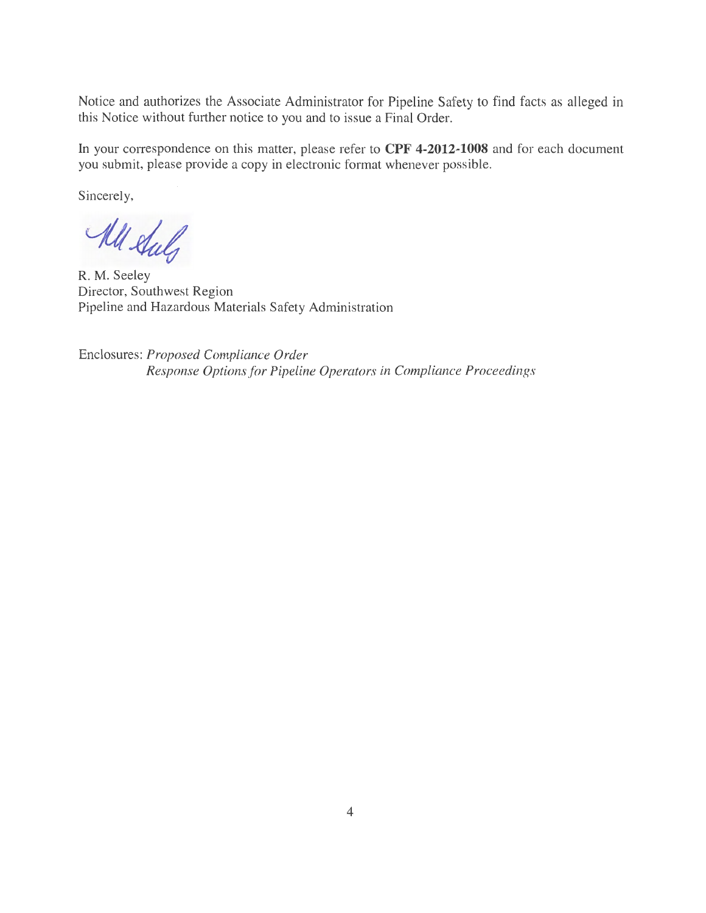Notice and authorizes the Associate Administrator for Pipeline Safety to find facts as alleged in this Notice without further notice to you and to issue a Final Order.

In your correspondence on this matter, please refer to **CPF 4-2012-1008** and for each document you submit, please provide a copy in electronic format whenever possible.

Sincerely,

R. M. Seeley
Director, Southwest Region
Pipeline and Hazardous Materials Safety Administration

Enclosures: *Proposed Compliance Order*
*Response Options for Pipeline Operators in Compliance Proceedings*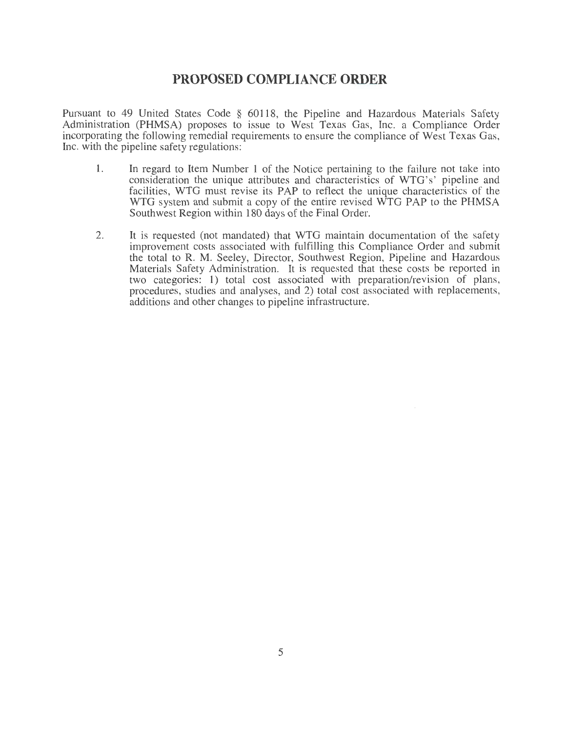# PROPOSED COMPLIANCE ORDER

Pursuant to 49 United States Code § 60118, the Pipeline and Hazardous Materials Safety Administration (PHMSA) proposes to issue to West Texas Gas, Inc. a Compliance Order incorporating the following remedial requirements to ensure the compliance of West Texas Gas, Inc. with the pipeline safety regulations:

1. In regard to Item Number 1 of the Notice pertaining to the failure not take into consideration the unique attributes and characteristics of WTG's' pipeline and facilities, WTG must revise its PAP to reflect the unique characteristics of the WTG system and submit a copy of the entire revised WTG PAP to the PHMSA Southwest Region within 180 days of the Final Order.

2. It is requested (not mandated) that WTG maintain documentation of the safety improvement costs associated with fulfilling this Compliance Order and submit the total to R. M. Seeley, Director, Southwest Region, Pipeline and Hazardous Materials Safety Administration. It is requested that these costs be reported in two categories: 1) total cost associated with preparation/revision of plans, procedures, studies and analyses, and 2) total cost associated with replacements, additions and other changes to pipeline infrastructure.